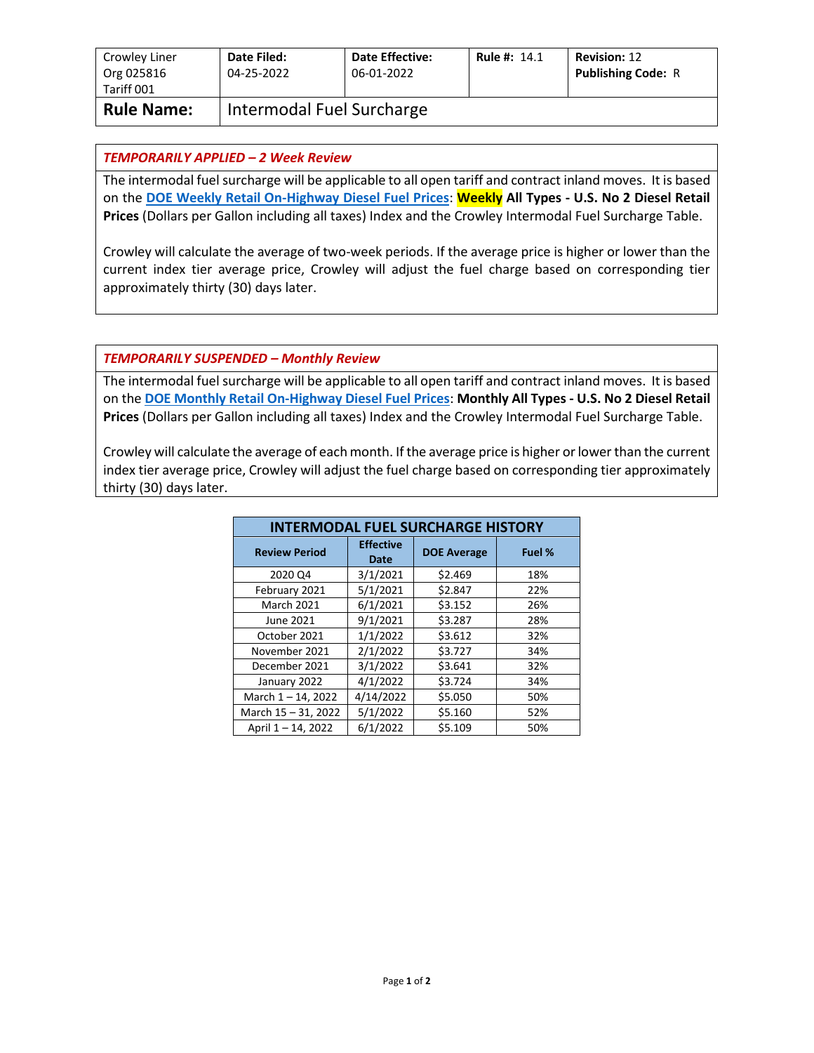| Crowley Liner Org 025816 Tariff 001 | **Date Filed:** 04-25-2022 | **Date Effective:** 06-01-2022 | **Rule #:** 14.1 | **Revision:** 12 **Publishing Code:** R |
|---|---|---|---|---|
| **Rule Name:** | Intermodal Fuel Surcharge | | | |

### *TEMPORARILY APPLIED – 2 Week Review*

The intermodal fuel surcharge will be applicable to all open tariff and contract inland moves. It is based on the **DOE Weekly Retail On-Highway Diesel Fuel Prices**: **Weekly All Types - U.S. No 2 Diesel Retail Prices** (Dollars per Gallon including all taxes) Index and the Crowley Intermodal Fuel Surcharge Table.

Crowley will calculate the average of two-week periods. If the average price is higher or lower than the current index tier average price, Crowley will adjust the fuel charge based on corresponding tier approximately thirty (30) days later.

### *TEMPORARILY SUSPENDED – Monthly Review*

The intermodal fuel surcharge will be applicable to all open tariff and contract inland moves. It is based on the **DOE Monthly Retail On-Highway Diesel Fuel Prices**: **Monthly All Types - U.S. No 2 Diesel Retail Prices** (Dollars per Gallon including all taxes) Index and the Crowley Intermodal Fuel Surcharge Table.

Crowley will calculate the average of each month. If the average price is higher or lower than the current index tier average price, Crowley will adjust the fuel charge based on corresponding tier approximately thirty (30) days later.

**INTERMODAL FUEL SURCHARGE HISTORY**

| Review Period | Effective Date | DOE Average | Fuel % |
|---|---|---|---|
| 2020 Q4 | 3/1/2021 | $2.469 | 18% |
| February 2021 | 5/1/2021 | $2.847 | 22% |
| March 2021 | 6/1/2021 | $3.152 | 26% |
| June 2021 | 9/1/2021 | $3.287 | 28% |
| October 2021 | 1/1/2022 | $3.612 | 32% |
| November 2021 | 2/1/2022 | $3.727 | 34% |
| December 2021 | 3/1/2022 | $3.641 | 32% |
| January 2022 | 4/1/2022 | $3.724 | 34% |
| March 1 – 14, 2022 | 4/14/2022 | $5.050 | 50% |
| March 15 – 31, 2022 | 5/1/2022 | $5.160 | 52% |
| April 1 – 14, 2022 | 6/1/2022 | $5.109 | 50% |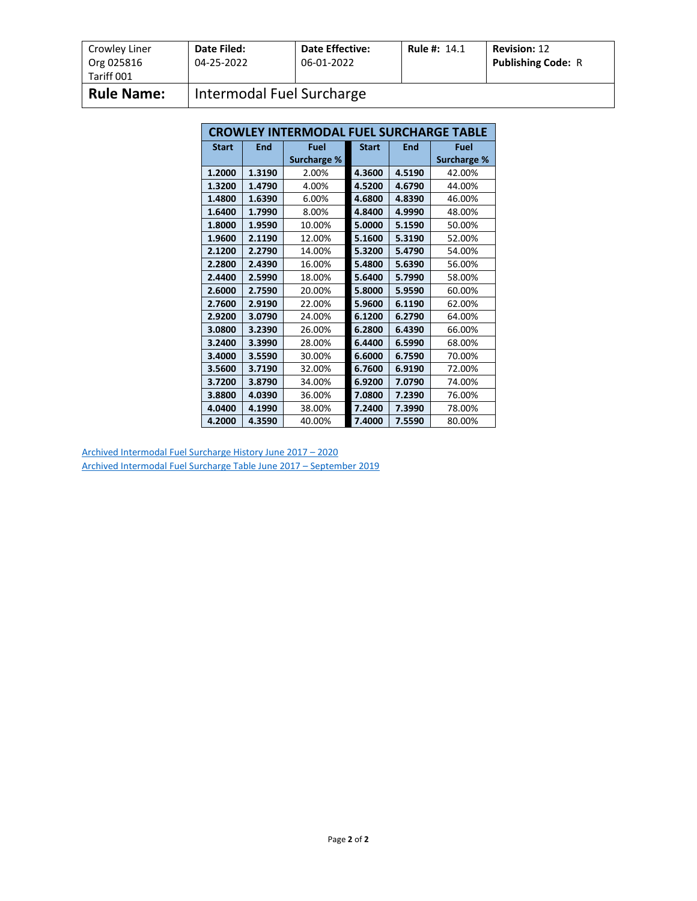| Crowley Liner Org 025816 Tariff 001 | **Date Filed:** 04-25-2022 | **Date Effective:** 06-01-2022 | **Rule #:** 14.1 | **Revision:** 12 **Publishing Code:** R |
|---|---|---|---|---|
| **Rule Name:** | Intermodal Fuel Surcharge | | | |

| CROWLEY INTERMODAL FUEL SURCHARGE TABLE | | | | | |
|---|---|---|---|---|---|
| **Start** | **End** | **Fuel Surcharge %** | **Start** | **End** | **Fuel Surcharge %** |
| **1.2000** | **1.3190** | 2.00% | **4.3600** | **4.5190** | 42.00% |
| **1.3200** | **1.4790** | 4.00% | **4.5200** | **4.6790** | 44.00% |
| **1.4800** | **1.6390** | 6.00% | **4.6800** | **4.8390** | 46.00% |
| **1.6400** | **1.7990** | 8.00% | **4.8400** | **4.9990** | 48.00% |
| **1.8000** | **1.9590** | 10.00% | **5.0000** | **5.1590** | 50.00% |
| **1.9600** | **2.1190** | 12.00% | **5.1600** | **5.3190** | 52.00% |
| **2.1200** | **2.2790** | 14.00% | **5.3200** | **5.4790** | 54.00% |
| **2.2800** | **2.4390** | 16.00% | **5.4800** | **5.6390** | 56.00% |
| **2.4400** | **2.5990** | 18.00% | **5.6400** | **5.7990** | 58.00% |
| **2.6000** | **2.7590** | 20.00% | **5.8000** | **5.9590** | 60.00% |
| **2.7600** | **2.9190** | 22.00% | **5.9600** | **6.1190** | 62.00% |
| **2.9200** | **3.0790** | 24.00% | **6.1200** | **6.2790** | 64.00% |
| **3.0800** | **3.2390** | 26.00% | **6.2800** | **6.4390** | 66.00% |
| **3.2400** | **3.3990** | 28.00% | **6.4400** | **6.5990** | 68.00% |
| **3.4000** | **3.5590** | 30.00% | **6.6000** | **6.7590** | 70.00% |
| **3.5600** | **3.7190** | 32.00% | **6.7600** | **6.9190** | 72.00% |
| **3.7200** | **3.8790** | 34.00% | **6.9200** | **7.0790** | 74.00% |
| **3.8800** | **4.0390** | 36.00% | **7.0800** | **7.2390** | 76.00% |
| **4.0400** | **4.1990** | 38.00% | **7.2400** | **7.3990** | 78.00% |
| **4.2000** | **4.3590** | 40.00% | **7.4000** | **7.5590** | 80.00% |

Archived Intermodal Fuel Surcharge History June 2017 – 2020

Archived Intermodal Fuel Surcharge Table June 2017 – September 2019